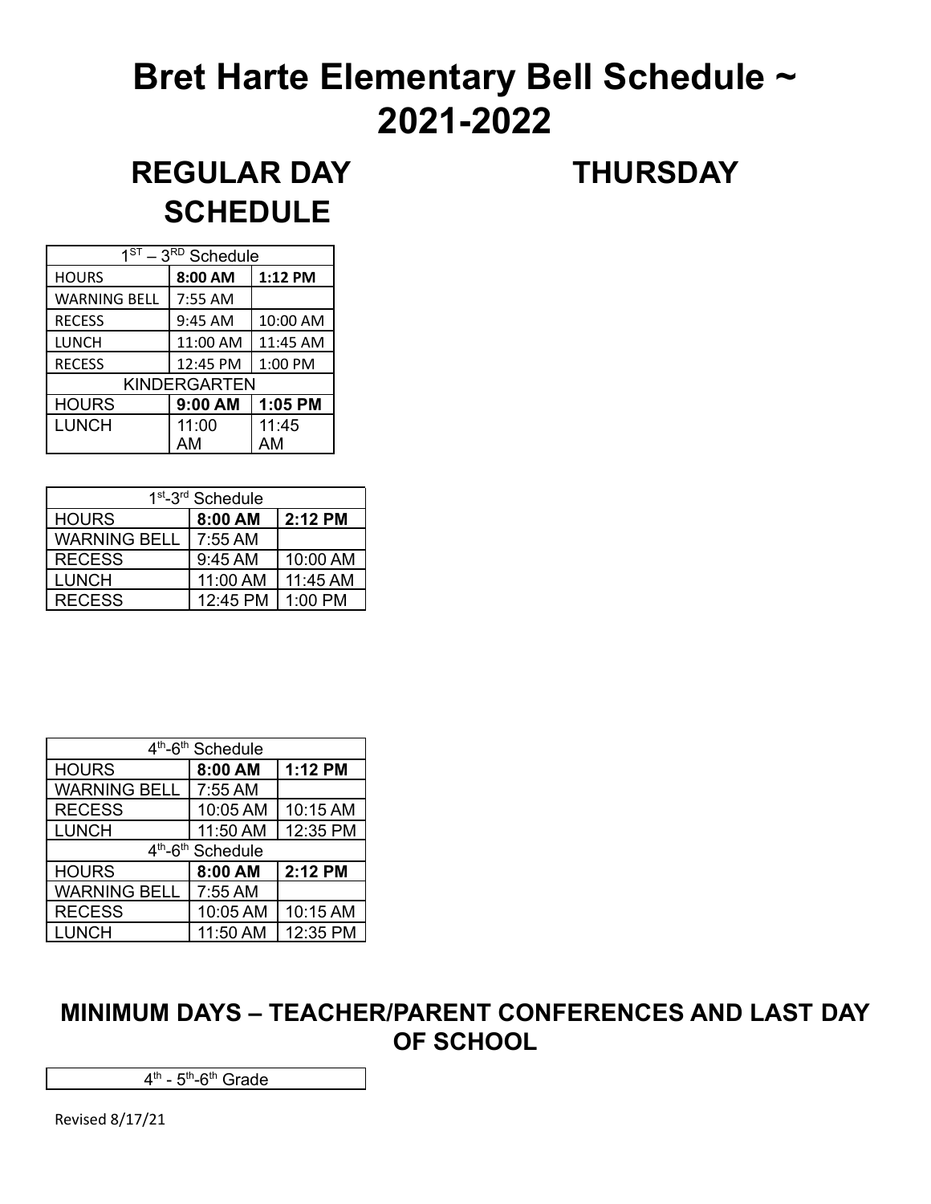# Bret Harte Elementary Bell Schedule ~ 2021-2022

## REGULAR DAY SCHEDULE

## THURSDAY

| $1^{ST}$ – $3^{RD}$ Schedule | | |
|---|---|---|
| HOURS | **8:00 AM** | **1:12 PM** |
| WARNING BELL | 7:55 AM | |
| RECESS | 9:45 AM | 10:00 AM |
| LUNCH | 11:00 AM | 11:45 AM |
| RECESS | 12:45 PM | 1:00 PM |
| KINDERGARTEN | | |
| HOURS | **9:00 AM** | **1:05 PM** |
| LUNCH | 11:00 AM | 11:45 AM |

| $1^{st}$-$3^{rd}$ Schedule | | |
|---|---|---|
| HOURS | **8:00 AM** | **2:12 PM** |
| WARNING BELL | 7:55 AM | |
| RECESS | 9:45 AM | 10:00 AM |
| LUNCH | 11:00 AM | 11:45 AM |
| RECESS | 12:45 PM | 1:00 PM |

| $4^{th}$-$6^{th}$ Schedule | | |
|---|---|---|
| HOURS | **8:00 AM** | **1:12 PM** |
| WARNING BELL | 7:55 AM | |
| RECESS | 10:05 AM | 10:15 AM |
| LUNCH | 11:50 AM | 12:35 PM |
| $4^{th}$-$6^{th}$ Schedule | | |
| HOURS | **8:00 AM** | **2:12 PM** |
| WARNING BELL | 7:55 AM | |
| RECESS | 10:05 AM | 10:15 AM |
| LUNCH | 11:50 AM | 12:35 PM |

## MINIMUM DAYS – TEACHER/PARENT CONFERENCES AND LAST DAY OF SCHOOL

| $4^{th}$ - $5^{th}$-$6^{th}$ Grade |
|---|

Revised 8/17/21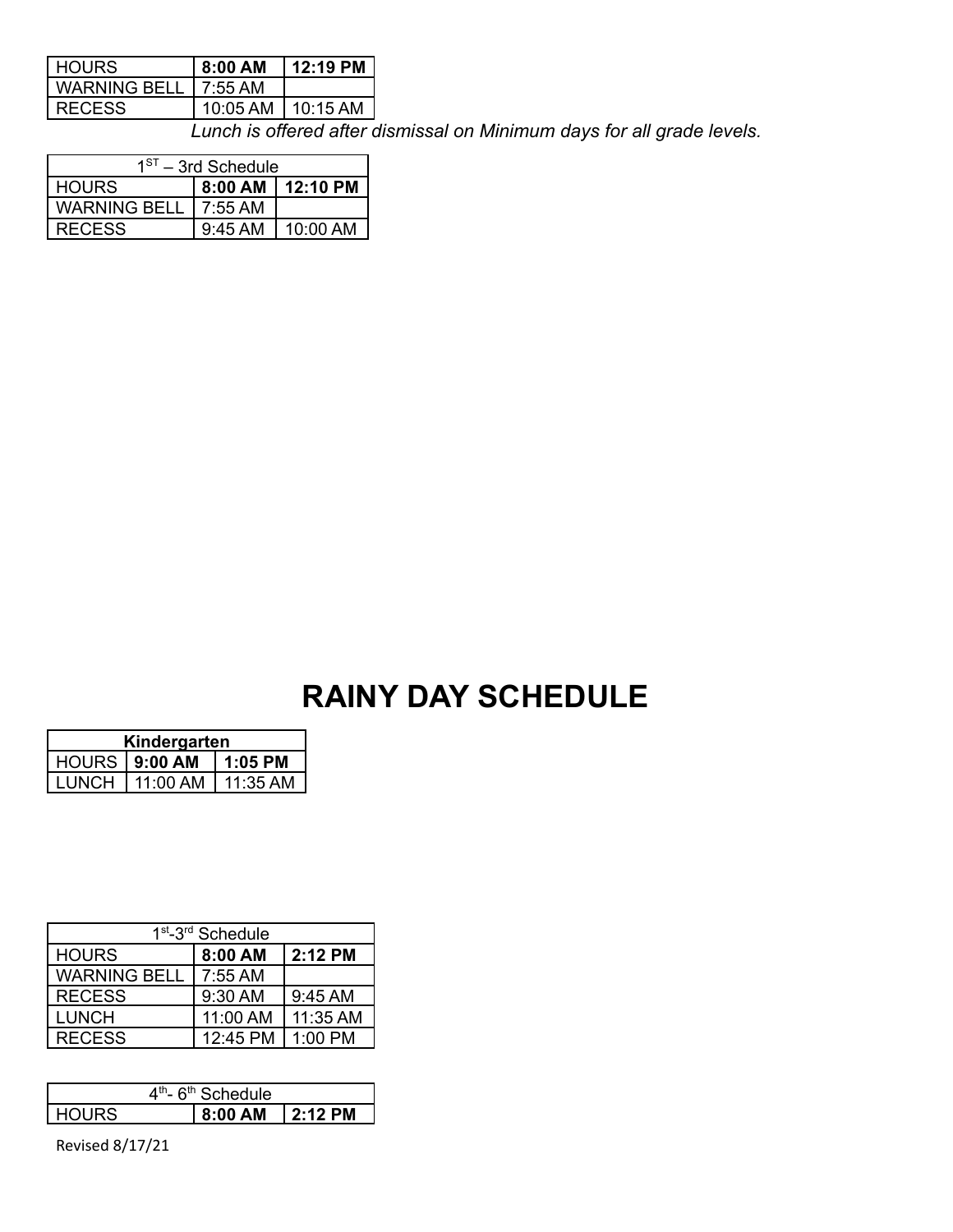| HOURS | 8:00 AM | 12:19 PM |
|---|---|---|
| WARNING BELL | 7:55 AM | |
| RECESS | 10:05 AM | 10:15 AM |

*Lunch is offered after dismissal on Minimum days for all grade levels.*

| 1ST – 3rd Schedule | | |
|---|---|---|
| HOURS | **8:00 AM** | **12:10 PM** |
| WARNING BELL | 7:55 AM | |
| RECESS | 9:45 AM | 10:00 AM |

# RAINY DAY SCHEDULE

| **Kindergarten** | | |
|---|---|---|
| HOURS | **9:00 AM** | **1:05 PM** |
| LUNCH | 11:00 AM | 11:35 AM |

| 1st-3rd Schedule | | |
|---|---|---|
| HOURS | **8:00 AM** | **2:12 PM** |
| WARNING BELL | 7:55 AM | |
| RECESS | 9:30 AM | 9:45 AM |
| LUNCH | 11:00 AM | 11:35 AM |
| RECESS | 12:45 PM | 1:00 PM |

| 4th- 6th Schedule | | |
|---|---|---|
| HOURS | **8:00 AM** | **2:12 PM** |

Revised 8/17/21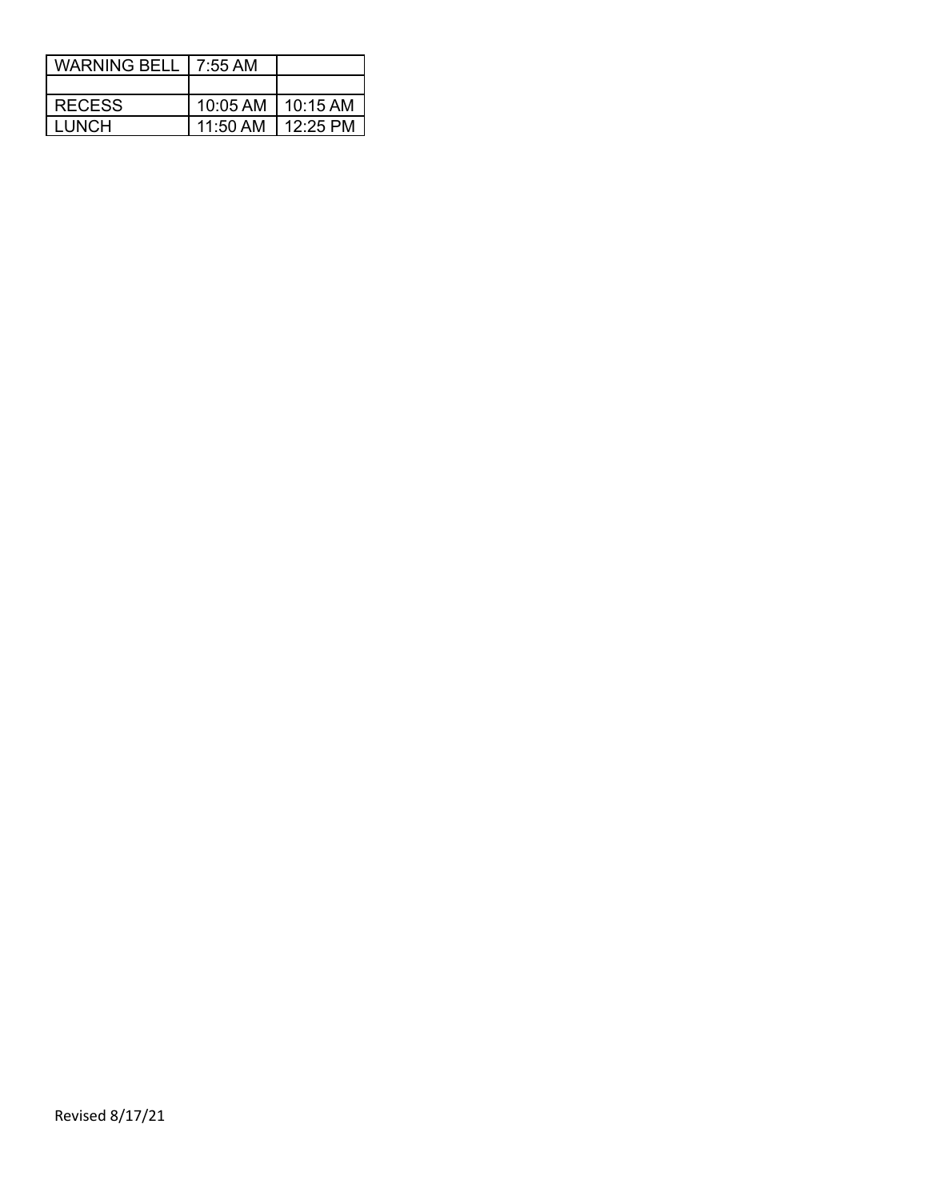| | | |
|---|---|---|
| WARNING BELL | 7:55 AM | |
| | | |
| RECESS | 10:05 AM | 10:15 AM |
| LUNCH | 11:50 AM | 12:25 PM |

Revised 8/17/21